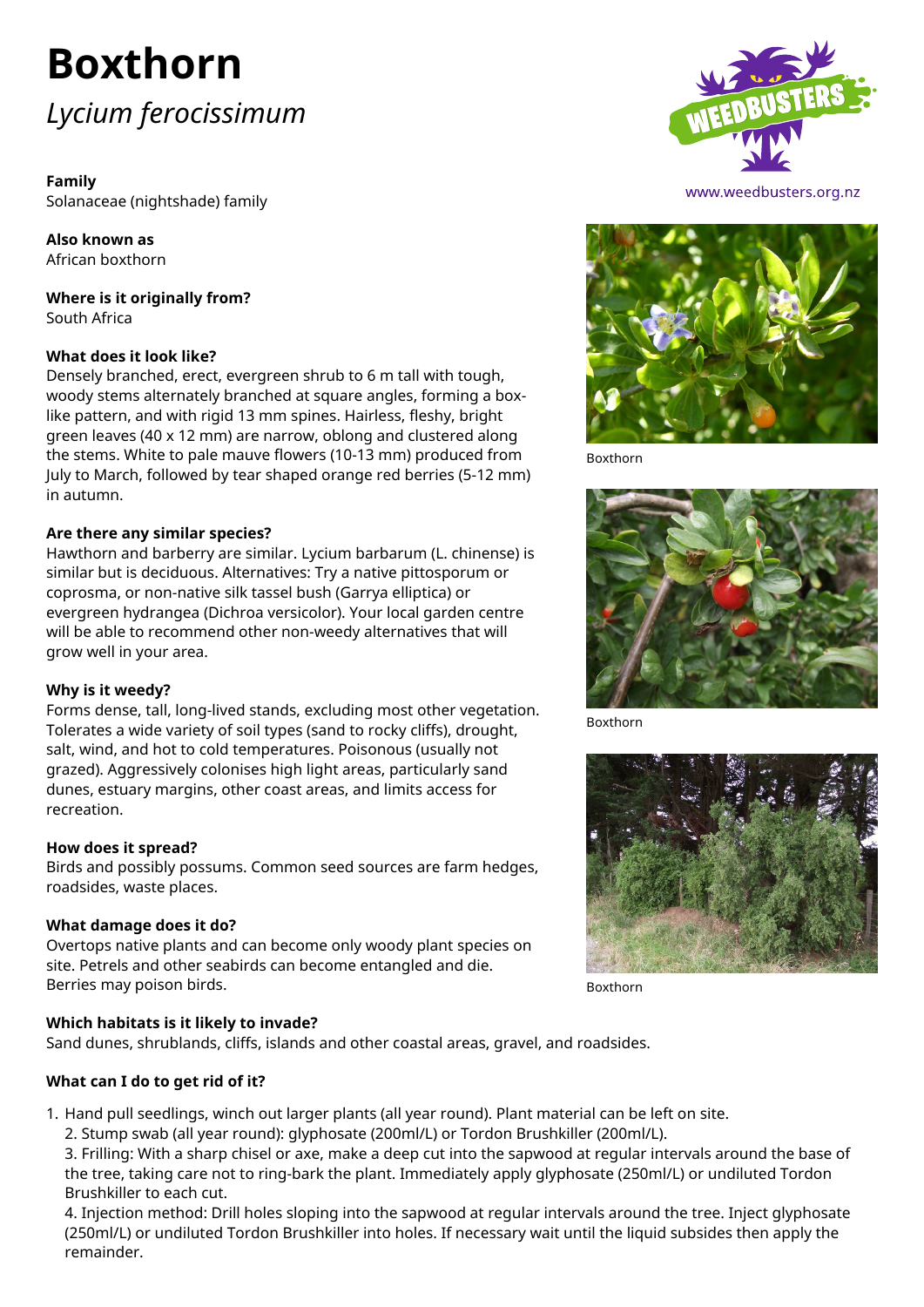# Boxthorn

## *Lycium ferocissimum*

www.weedbusters.org.nz

**Family**
Solanaceae (nightshade) family

**Also known as**
African boxthorn

**Where is it originally from?**
South Africa

**What does it look like?**
Densely branched, erect, evergreen shrub to 6 m tall with tough, woody stems alternately branched at square angles, forming a box-like pattern, and with rigid 13 mm spines. Hairless, fleshy, bright green leaves (40 x 12 mm) are narrow, oblong and clustered along the stems. White to pale mauve flowers (10-13 mm) produced from July to March, followed by tear shaped orange red berries (5-12 mm) in autumn.

**Are there any similar species?**
Hawthorn and barberry are similar. Lycium barbarum (L. chinense) is similar but is deciduous. Alternatives: Try a native pittosporum or coprosma, or non-native silk tassel bush (Garrya elliptica) or evergreen hydrangea (Dichroa versicolor). Your local garden centre will be able to recommend other non-weedy alternatives that will grow well in your area.

**Why is it weedy?**
Forms dense, tall, long-lived stands, excluding most other vegetation. Tolerates a wide variety of soil types (sand to rocky cliffs), drought, salt, wind, and hot to cold temperatures. Poisonous (usually not grazed). Aggressively colonises high light areas, particularly sand dunes, estuary margins, other coast areas, and limits access for recreation.

**How does it spread?**
Birds and possibly possums. Common seed sources are farm hedges, roadsides, waste places.

**What damage does it do?**
Overtops native plants and can become only woody plant species on site. Petrels and other seabirds can become entangled and die. Berries may poison birds.

Boxthorn

Boxthorn

Boxthorn

**Which habitats is it likely to invade?**
Sand dunes, shrublands, cliffs, islands and other coastal areas, gravel, and roadsides.

**What can I do to get rid of it?**

1. Hand pull seedlings, winch out larger plants (all year round). Plant material can be left on site.
2. Stump swab (all year round): glyphosate (200ml/L) or Tordon Brushkiller (200ml/L).
3. Frilling: With a sharp chisel or axe, make a deep cut into the sapwood at regular intervals around the base of the tree, taking care not to ring-bark the plant. Immediately apply glyphosate (250ml/L) or undiluted Tordon Brushkiller to each cut.
4. Injection method: Drill holes sloping into the sapwood at regular intervals around the tree. Inject glyphosate (250ml/L) or undiluted Tordon Brushkiller into holes. If necessary wait until the liquid subsides then apply the remainder.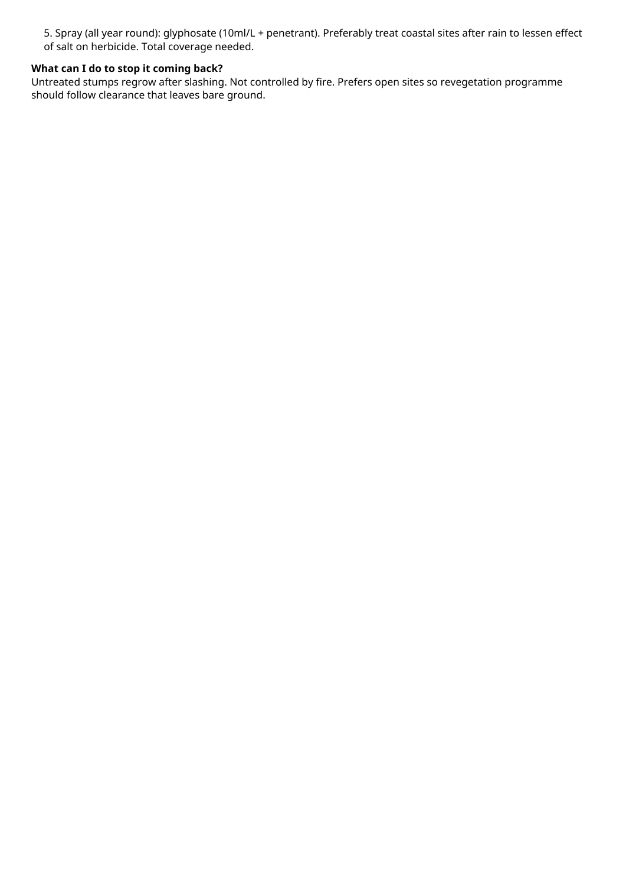5. Spray (all year round): glyphosate (10ml/L + penetrant). Preferably treat coastal sites after rain to lessen effect of salt on herbicide. Total coverage needed.

**What can I do to stop it coming back?**
Untreated stumps regrow after slashing. Not controlled by fire. Prefers open sites so revegetation programme should follow clearance that leaves bare ground.